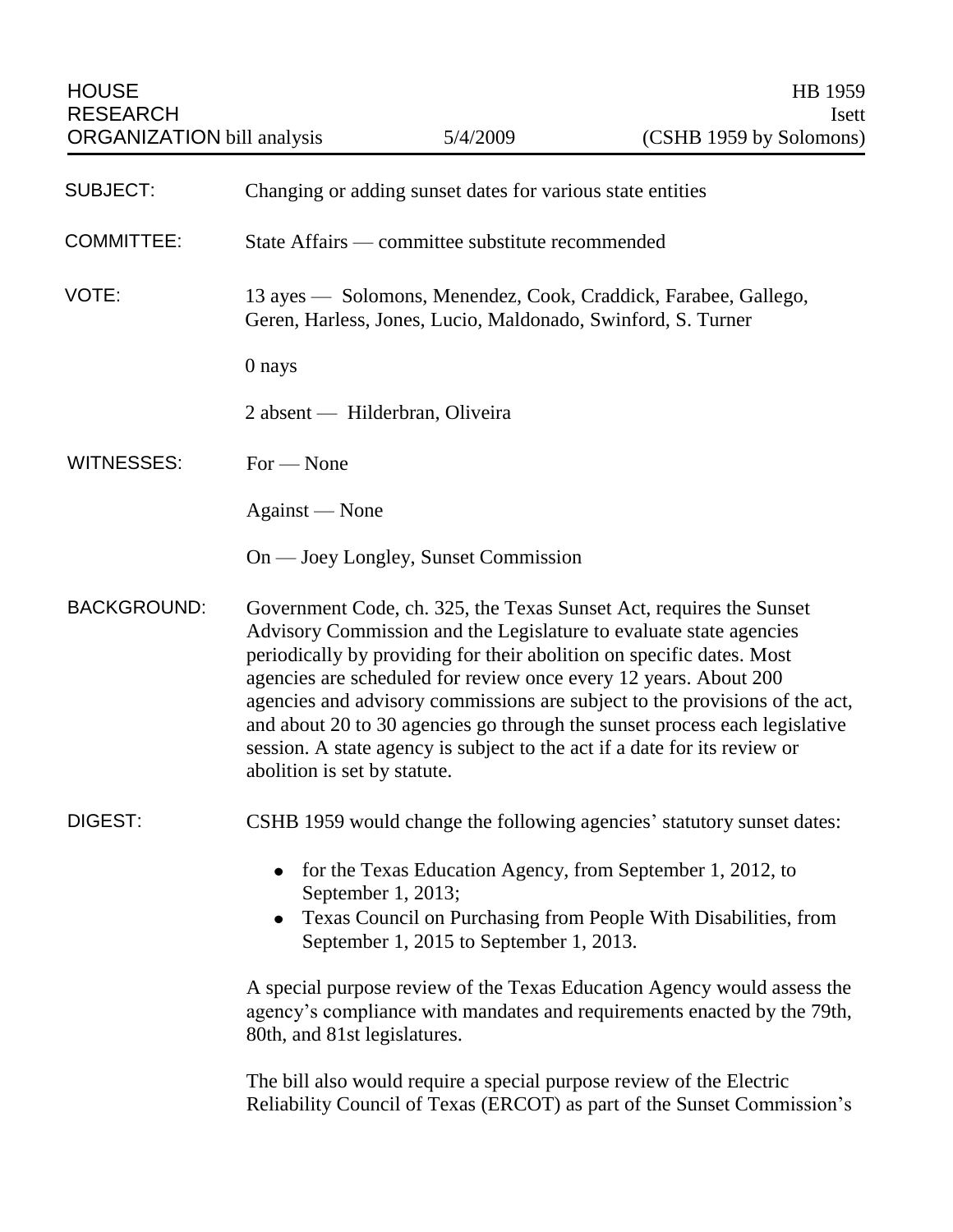HOUSE RESEARCH ORGANIZATION bill analysis — 5/4/2009

HB 1959
Isett
(CSHB 1959 by Solomons)

**SUBJECT:** Changing or adding sunset dates for various state entities

**COMMITTEE:** State Affairs — committee substitute recommended

**VOTE:** 13 ayes — Solomons, Menendez, Cook, Craddick, Farabee, Gallego, Geren, Harless, Jones, Lucio, Maldonado, Swinford, S. Turner

0 nays

2 absent — Hilderbran, Oliveira

**WITNESSES:** For — None

Against — None

On — Joey Longley, Sunset Commission

**BACKGROUND:** Government Code, ch. 325, the Texas Sunset Act, requires the Sunset Advisory Commission and the Legislature to evaluate state agencies periodically by providing for their abolition on specific dates. Most agencies are scheduled for review once every 12 years. About 200 agencies and advisory commissions are subject to the provisions of the act, and about 20 to 30 agencies go through the sunset process each legislative session. A state agency is subject to the act if a date for its review or abolition is set by statute.

**DIGEST:** CSHB 1959 would change the following agencies' statutory sunset dates:

- for the Texas Education Agency, from September 1, 2012, to September 1, 2013;
- Texas Council on Purchasing from People With Disabilities, from September 1, 2015 to September 1, 2013.

A special purpose review of the Texas Education Agency would assess the agency's compliance with mandates and requirements enacted by the 79th, 80th, and 81st legislatures.

The bill also would require a special purpose review of the Electric Reliability Council of Texas (ERCOT) as part of the Sunset Commission's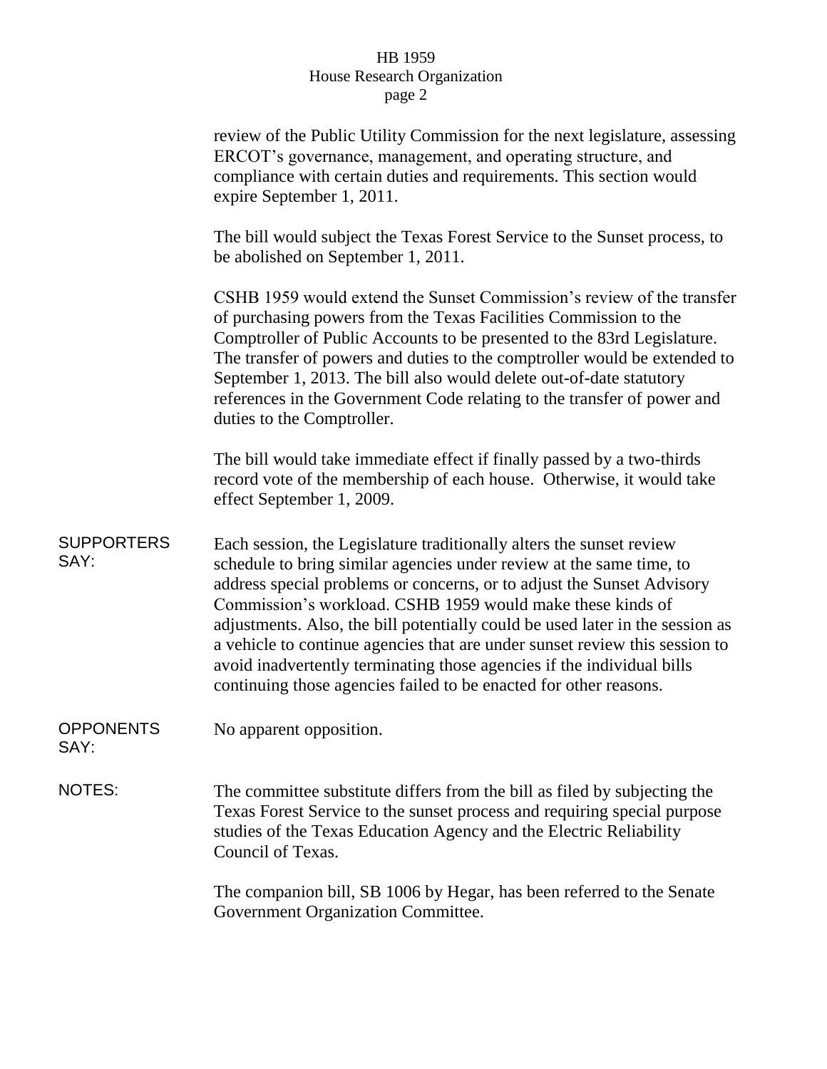review of the Public Utility Commission for the next legislature, assessing ERCOT's governance, management, and operating structure, and compliance with certain duties and requirements. This section would expire September 1, 2011.

The bill would subject the Texas Forest Service to the Sunset process, to be abolished on September 1, 2011.

CSHB 1959 would extend the Sunset Commission's review of the transfer of purchasing powers from the Texas Facilities Commission to the Comptroller of Public Accounts to be presented to the 83rd Legislature. The transfer of powers and duties to the comptroller would be extended to September 1, 2013. The bill also would delete out-of-date statutory references in the Government Code relating to the transfer of power and duties to the Comptroller.

The bill would take immediate effect if finally passed by a two-thirds record vote of the membership of each house. Otherwise, it would take effect September 1, 2009.

**SUPPORTERS SAY:** Each session, the Legislature traditionally alters the sunset review schedule to bring similar agencies under review at the same time, to address special problems or concerns, or to adjust the Sunset Advisory Commission's workload. CSHB 1959 would make these kinds of adjustments. Also, the bill potentially could be used later in the session as a vehicle to continue agencies that are under sunset review this session to avoid inadvertently terminating those agencies if the individual bills continuing those agencies failed to be enacted for other reasons.

**OPPONENTS SAY:** No apparent opposition.

**NOTES:** The committee substitute differs from the bill as filed by subjecting the Texas Forest Service to the sunset process and requiring special purpose studies of the Texas Education Agency and the Electric Reliability Council of Texas.

The companion bill, SB 1006 by Hegar, has been referred to the Senate Government Organization Committee.